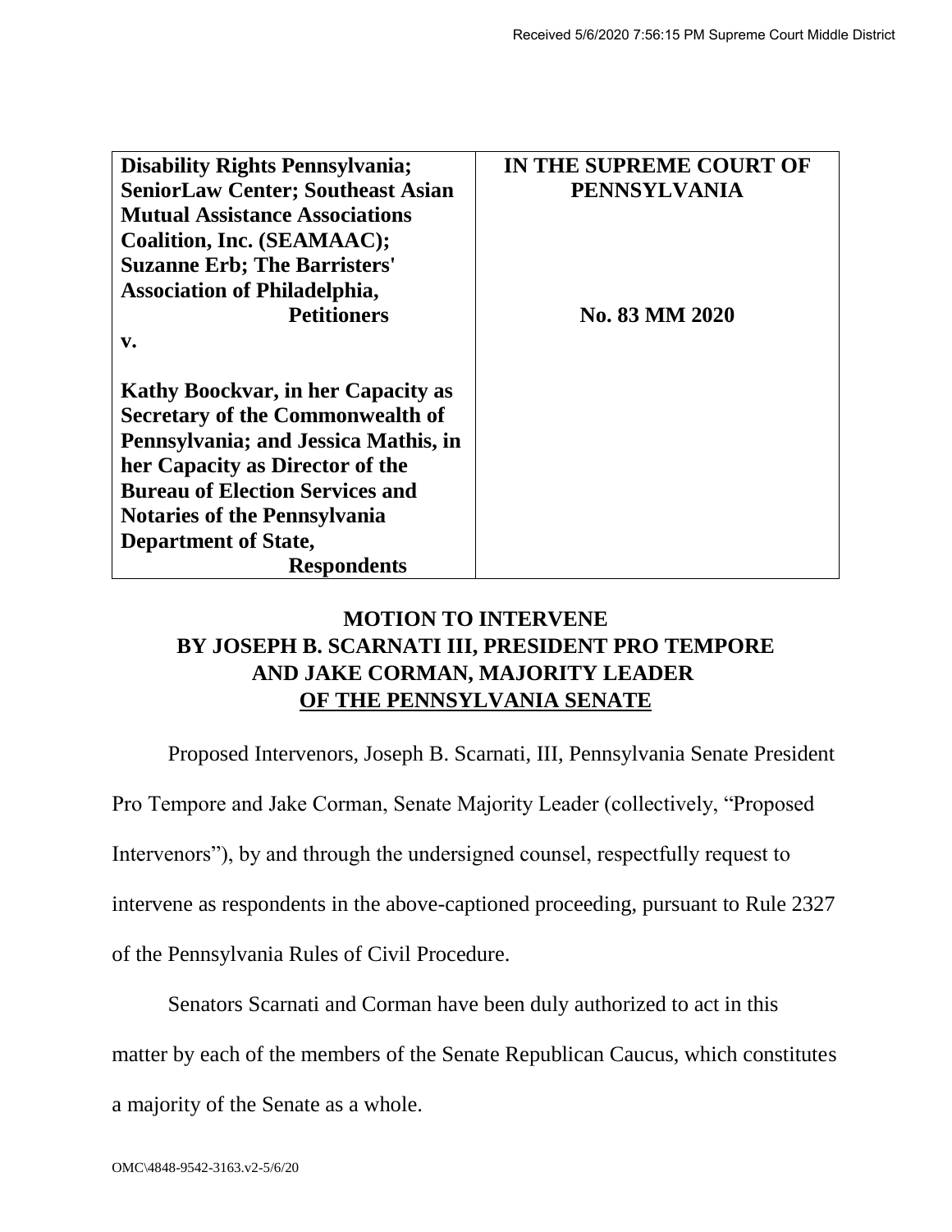Received 5/6/2020 7:56:15 PM Supreme Court Middle District

| **Disability Rights Pennsylvania; SeniorLaw Center; Southeast Asian Mutual Assistance Associations Coalition, Inc. (SEAMAAC); Suzanne Erb; The Barristers' Association of Philadelphia, Petitioners** | **IN THE SUPREME COURT OF PENNSYLVANIA** |
| --- | --- |
| **v.** | **No. 83 MM 2020** |
| **Kathy Boockvar, in her Capacity as Secretary of the Commonwealth of Pennsylvania; and Jessica Mathis, in her Capacity as Director of the Bureau of Election Services and Notaries of the Pennsylvania Department of State, Respondents** | |

# MOTION TO INTERVENE BY JOSEPH B. SCARNATI III, PRESIDENT PRO TEMPORE AND JAKE CORMAN, MAJORITY LEADER OF THE PENNSYLVANIA SENATE

Proposed Intervenors, Joseph B. Scarnati, III, Pennsylvania Senate President Pro Tempore and Jake Corman, Senate Majority Leader (collectively, "Proposed Intervenors"), by and through the undersigned counsel, respectfully request to intervene as respondents in the above-captioned proceeding, pursuant to Rule 2327 of the Pennsylvania Rules of Civil Procedure.

Senators Scarnati and Corman have been duly authorized to act in this matter by each of the members of the Senate Republican Caucus, which constitutes a majority of the Senate as a whole.

OMC\4848-9542-3163.v2-5/6/20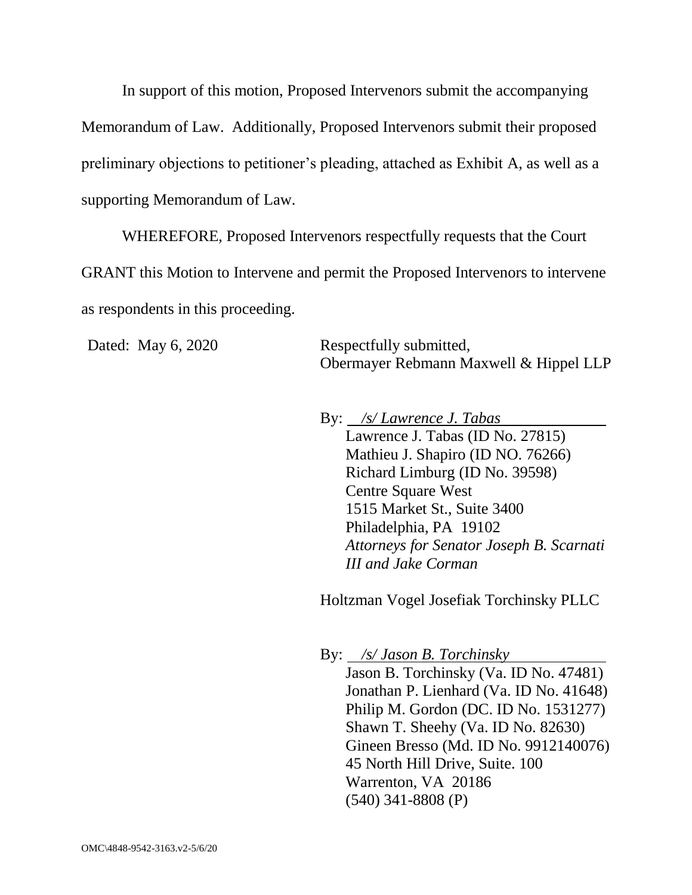In support of this motion, Proposed Intervenors submit the accompanying Memorandum of Law. Additionally, Proposed Intervenors submit their proposed preliminary objections to petitioner's pleading, attached as Exhibit A, as well as a supporting Memorandum of Law.

WHEREFORE, Proposed Intervenors respectfully requests that the Court GRANT this Motion to Intervene and permit the Proposed Intervenors to intervene as respondents in this proceeding.

Dated: May 6, 2020

Respectfully submitted,
Obermayer Rebmann Maxwell & Hippel LLP

By: *<u>/s/ Lawrence J. Tabas</u>*
Lawrence J. Tabas (ID No. 27815)
Mathieu J. Shapiro (ID NO. 76266)
Richard Limburg (ID No. 39598)
Centre Square West
1515 Market St., Suite 3400
Philadelphia, PA 19102
*Attorneys for Senator Joseph B. Scarnati III and Jake Corman*

Holtzman Vogel Josefiak Torchinsky PLLC

By: *<u>/s/ Jason B. Torchinsky</u>*
Jason B. Torchinsky (Va. ID No. 47481)
Jonathan P. Lienhard (Va. ID No. 41648)
Philip M. Gordon (DC. ID No. 1531277)
Shawn T. Sheehy (Va. ID No. 82630)
Gineen Bresso (Md. ID No. 9912140076)
45 North Hill Drive, Suite. 100
Warrenton, VA 20186
(540) 341-8808 (P)

OMC\4848-9542-3163.v2-5/6/20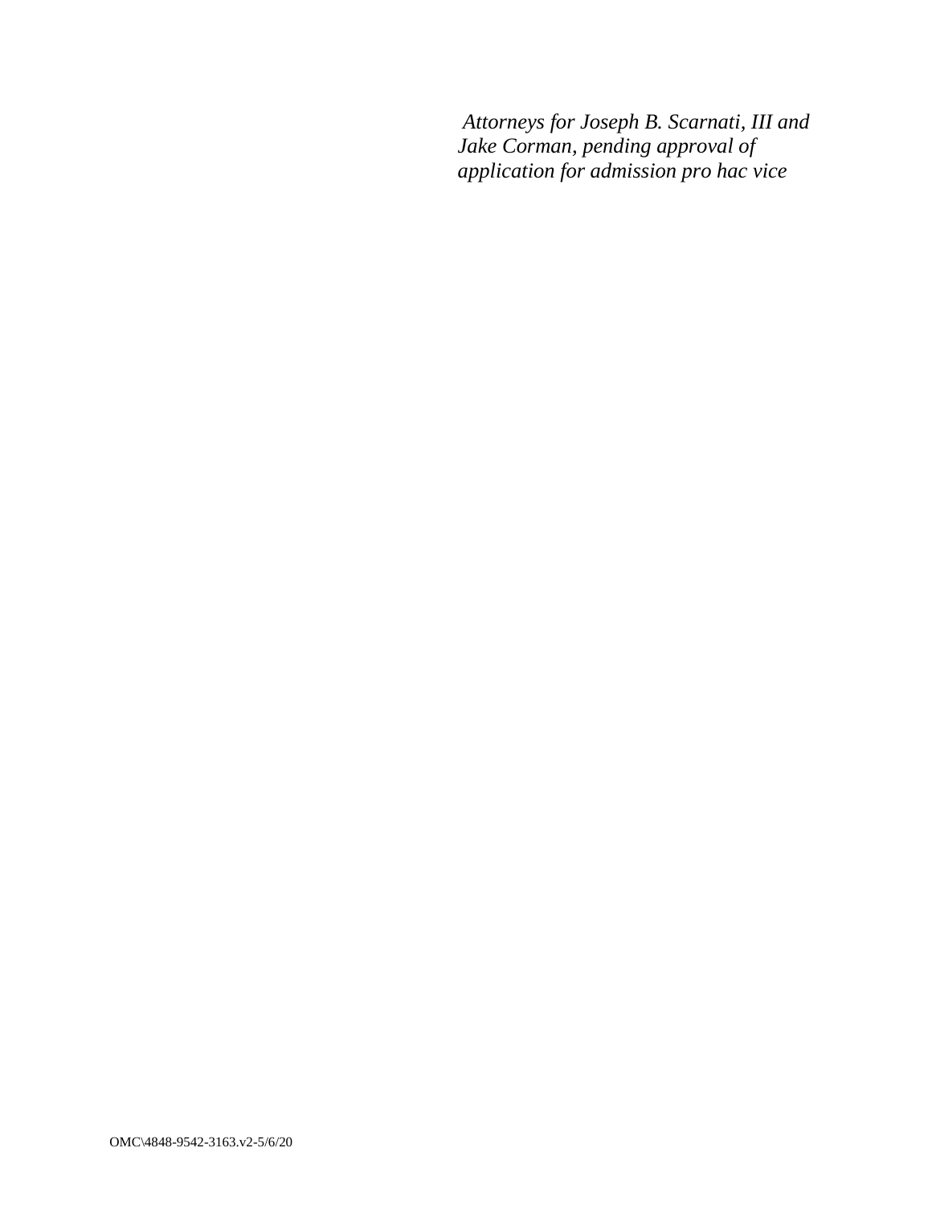*Attorneys for Joseph B. Scarnati, III and Jake Corman, pending approval of application for admission pro hac vice*

OMC\4848-9542-3163.v2-5/6/20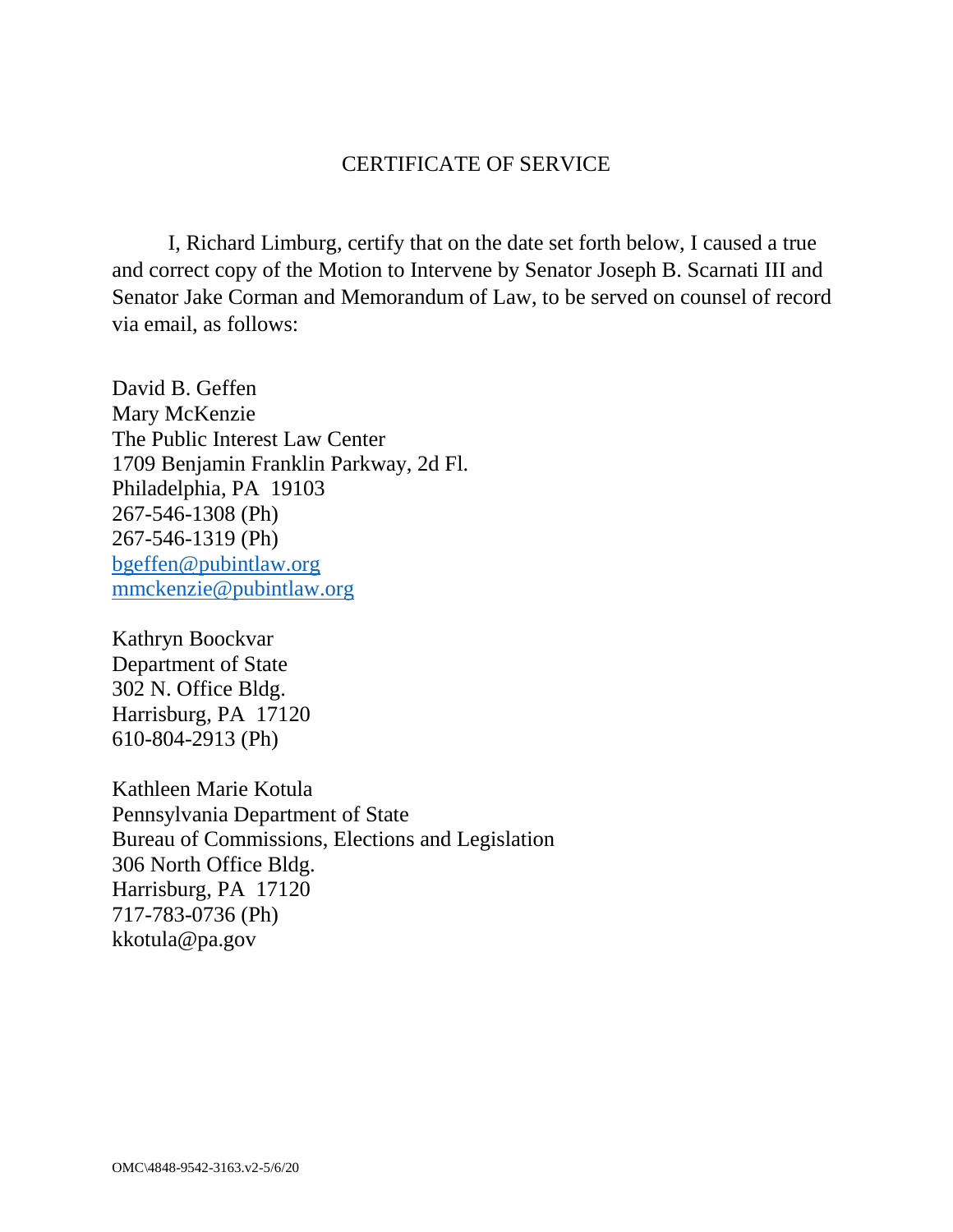# CERTIFICATE OF SERVICE

I, Richard Limburg, certify that on the date set forth below, I caused a true and correct copy of the Motion to Intervene by Senator Joseph B. Scarnati III and Senator Jake Corman and Memorandum of Law, to be served on counsel of record via email, as follows:

David B. Geffen  
Mary McKenzie  
The Public Interest Law Center  
1709 Benjamin Franklin Parkway, 2d Fl.  
Philadelphia, PA 19103  
267-546-1308 (Ph)  
267-546-1319 (Ph)  
bgeffen@pubintlaw.org  
mmckenzie@pubintlaw.org

Kathryn Boockvar  
Department of State  
302 N. Office Bldg.  
Harrisburg, PA 17120  
610-804-2913 (Ph)

Kathleen Marie Kotula  
Pennsylvania Department of State  
Bureau of Commissions, Elections and Legislation  
306 North Office Bldg.  
Harrisburg, PA 17120  
717-783-0736 (Ph)  
kkotula@pa.gov

OMC\4848-9542-3163.v2-5/6/20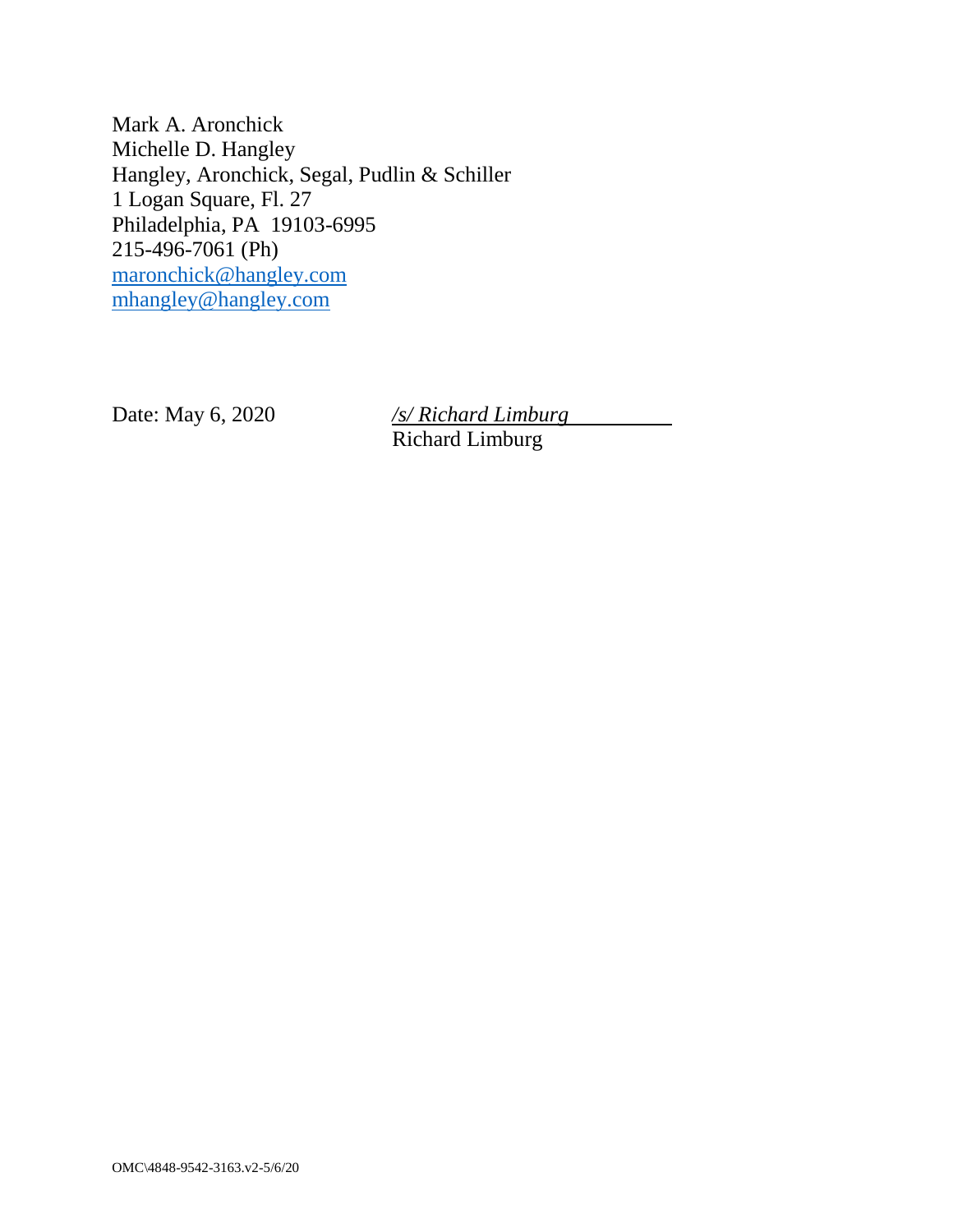Mark A. Aronchick
Michelle D. Hangley
Hangley, Aronchick, Segal, Pudlin & Schiller
1 Logan Square, Fl. 27
Philadelphia, PA 19103-6995
215-496-7061 (Ph)
maronchick@hangley.com
mhangley@hangley.com

Date: May 6, 2020

*/s/ Richard Limburg*
Richard Limburg

OMC\4848-9542-3163.v2-5/6/20